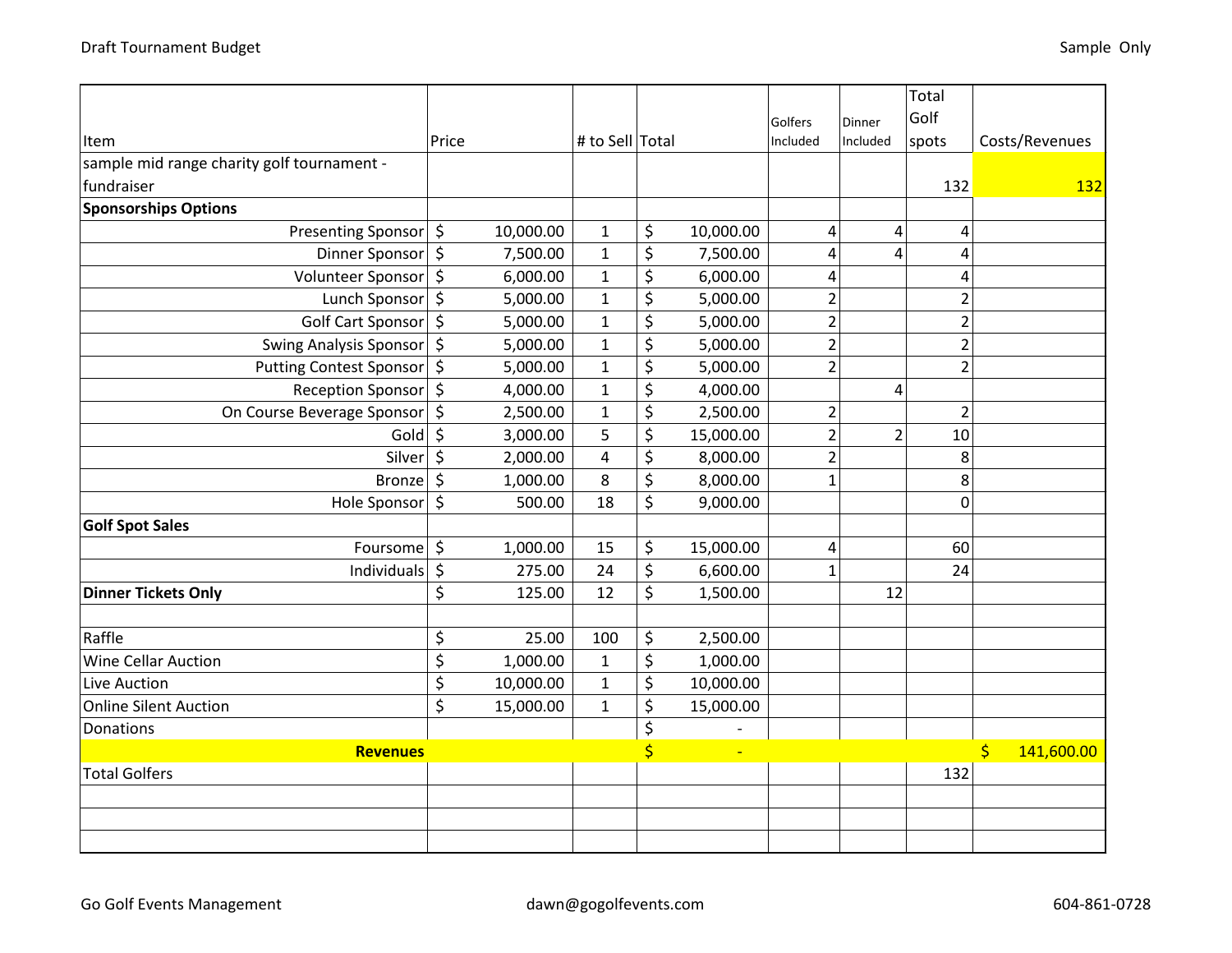Draft Tournament Budget

Sample Only

| Item | Price | # to Sell | Total | Golfers Included | Dinner Included | Total Golf spots | Costs/Revenues |
|---|---|---|---|---|---|---|---|
| sample mid range charity golf tournament - fundraiser | | | | | | 132 | 132 |
| **Sponsorships Options** | | | | | | | |
| Presenting Sponsor | $ 10,000.00 | 1 | $ 10,000.00 | 4 | 4 | 4 | |
| Dinner Sponsor | $ 7,500.00 | 1 | $ 7,500.00 | 4 | 4 | 4 | |
| Volunteer Sponsor | $ 6,000.00 | 1 | $ 6,000.00 | 4 | | 4 | |
| Lunch Sponsor | $ 5,000.00 | 1 | $ 5,000.00 | 2 | | 2 | |
| Golf Cart Sponsor | $ 5,000.00 | 1 | $ 5,000.00 | 2 | | 2 | |
| Swing Analysis Sponsor | $ 5,000.00 | 1 | $ 5,000.00 | 2 | | 2 | |
| Putting Contest Sponsor | $ 5,000.00 | 1 | $ 5,000.00 | 2 | | 2 | |
| Reception Sponsor | $ 4,000.00 | 1 | $ 4,000.00 | | 4 | | |
| On Course Beverage Sponsor | $ 2,500.00 | 1 | $ 2,500.00 | 2 | | 2 | |
| Gold | $ 3,000.00 | 5 | $ 15,000.00 | 2 | 2 | 10 | |
| Silver | $ 2,000.00 | 4 | $ 8,000.00 | 2 | | 8 | |
| Bronze | $ 1,000.00 | 8 | $ 8,000.00 | 1 | | 8 | |
| Hole Sponsor | $ 500.00 | 18 | $ 9,000.00 | | | 0 | |
| **Golf Spot Sales** | | | | | | | |
| Foursome | $ 1,000.00 | 15 | $ 15,000.00 | 4 | | 60 | |
| Individuals | $ 275.00 | 24 | $ 6,600.00 | 1 | | 24 | |
| **Dinner Tickets Only** | $ 125.00 | 12 | $ 1,500.00 | | 12 | | |
| | | | | | | | |
| Raffle | $ 25.00 | 100 | $ 2,500.00 | | | | |
| Wine Cellar Auction | $ 1,000.00 | 1 | $ 1,000.00 | | | | |
| Live Auction | $ 10,000.00 | 1 | $ 10,000.00 | | | | |
| Online Silent Auction | $ 15,000.00 | 1 | $ 15,000.00 | | | | |
| Donations | | | $ - | | | | |
| **Revenues** | | | $ - | | | | $ 141,600.00 |
| Total Golfers | | | | | | 132 | |
| | | | | | | | |
| | | | | | | | |
| | | | | | | | |

Go Golf Events Management dawn@gogolfevents.com 604-861-0728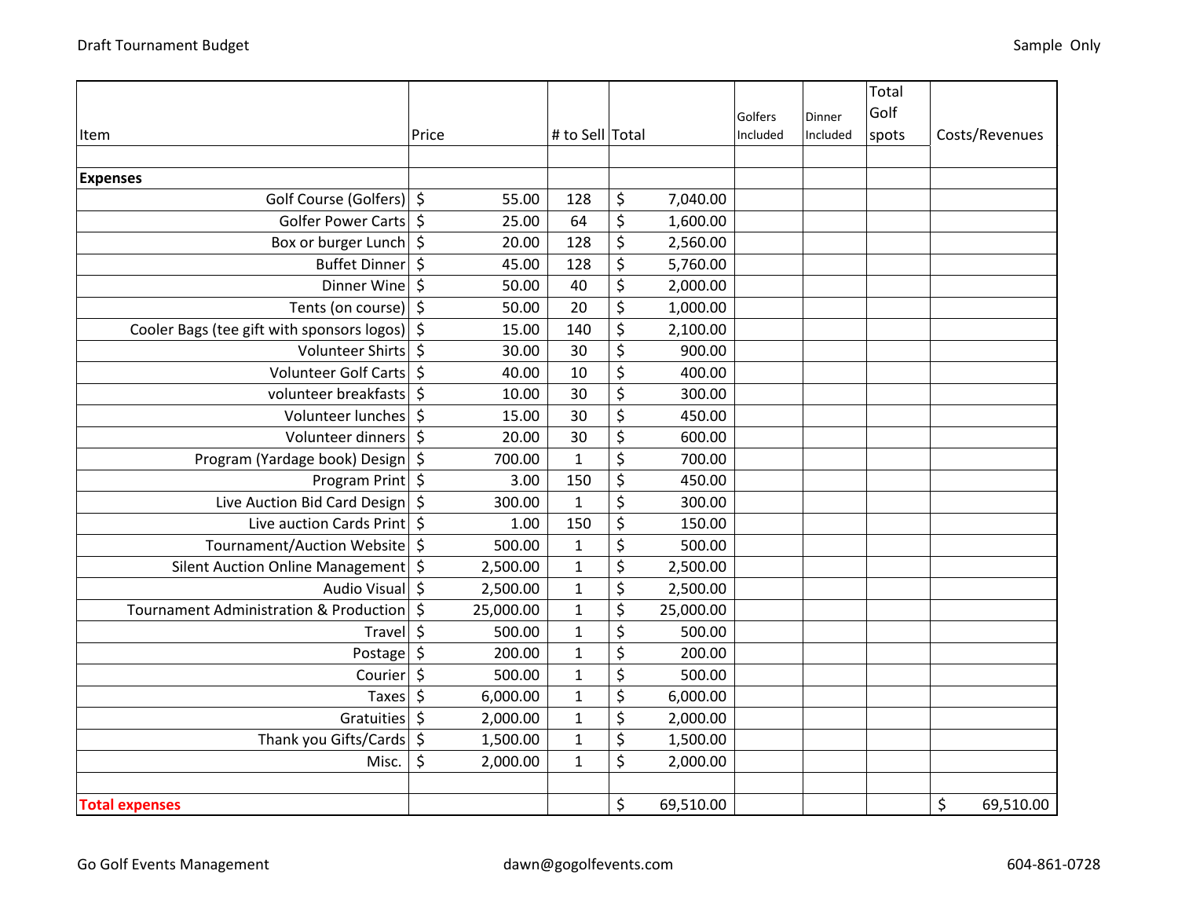| Item | Price | # to Sell | Total | Golfers Included | Dinner Included | Total Golf spots | Costs/Revenues |
|---|---|---|---|---|---|---|---|
| | | | | | | | |
| **Expenses** | | | | | | | |
| Golf Course (Golfers) | $ 55.00 | 128 | $ 7,040.00 | | | | |
| Golfer Power Carts | $ 25.00 | 64 | $ 1,600.00 | | | | |
| Box or burger Lunch | $ 20.00 | 128 | $ 2,560.00 | | | | |
| Buffet Dinner | $ 45.00 | 128 | $ 5,760.00 | | | | |
| Dinner Wine | $ 50.00 | 40 | $ 2,000.00 | | | | |
| Tents (on course) | $ 50.00 | 20 | $ 1,000.00 | | | | |
| Cooler Bags (tee gift with sponsors logos) | $ 15.00 | 140 | $ 2,100.00 | | | | |
| Volunteer Shirts | $ 30.00 | 30 | $ 900.00 | | | | |
| Volunteer Golf Carts | $ 40.00 | 10 | $ 400.00 | | | | |
| volunteer breakfasts | $ 10.00 | 30 | $ 300.00 | | | | |
| Volunteer lunches | $ 15.00 | 30 | $ 450.00 | | | | |
| Volunteer dinners | $ 20.00 | 30 | $ 600.00 | | | | |
| Program (Yardage book) Design | $ 700.00 | 1 | $ 700.00 | | | | |
| Program Print | $ 3.00 | 150 | $ 450.00 | | | | |
| Live Auction Bid Card Design | $ 300.00 | 1 | $ 300.00 | | | | |
| Live auction Cards Print | $ 1.00 | 150 | $ 150.00 | | | | |
| Tournament/Auction Website | $ 500.00 | 1 | $ 500.00 | | | | |
| Silent Auction Online Management | $ 2,500.00 | 1 | $ 2,500.00 | | | | |
| Audio Visual | $ 2,500.00 | 1 | $ 2,500.00 | | | | |
| Tournament Administration & Production | $ 25,000.00 | 1 | $ 25,000.00 | | | | |
| Travel | $ 500.00 | 1 | $ 500.00 | | | | |
| Postage | $ 200.00 | 1 | $ 200.00 | | | | |
| Courier | $ 500.00 | 1 | $ 500.00 | | | | |
| Taxes | $ 6,000.00 | 1 | $ 6,000.00 | | | | |
| Gratuities | $ 2,000.00 | 1 | $ 2,000.00 | | | | |
| Thank you Gifts/Cards | $ 1,500.00 | 1 | $ 1,500.00 | | | | |
| Misc. | $ 2,000.00 | 1 | $ 2,000.00 | | | | |
| | | | | | | | |
| **Total expenses** | | | $ 69,510.00 | | | | $ 69,510.00 |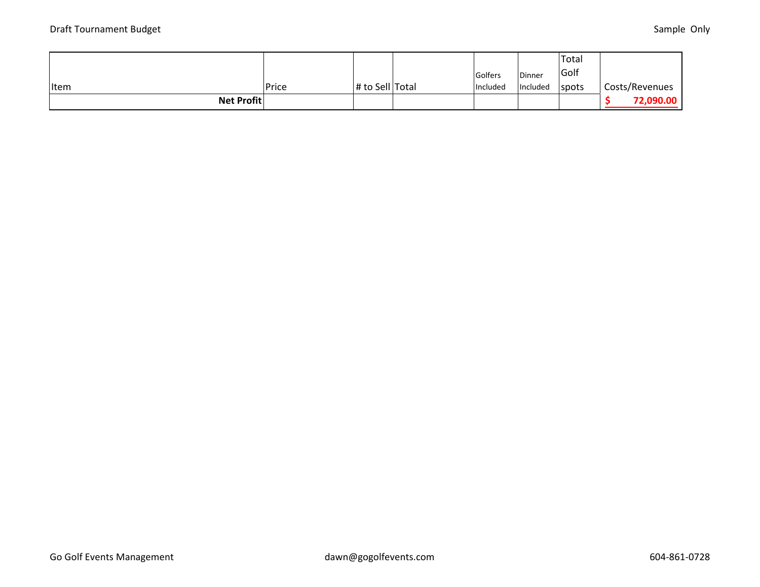| Item | Price | # to Sell | Total | Golfers Included | Dinner Included | Total Golf spots | Costs/Revenues |
|---|---|---|---|---|---|---|---|
| **Net Profit** | | | | | | | **$ 72,090.00** |